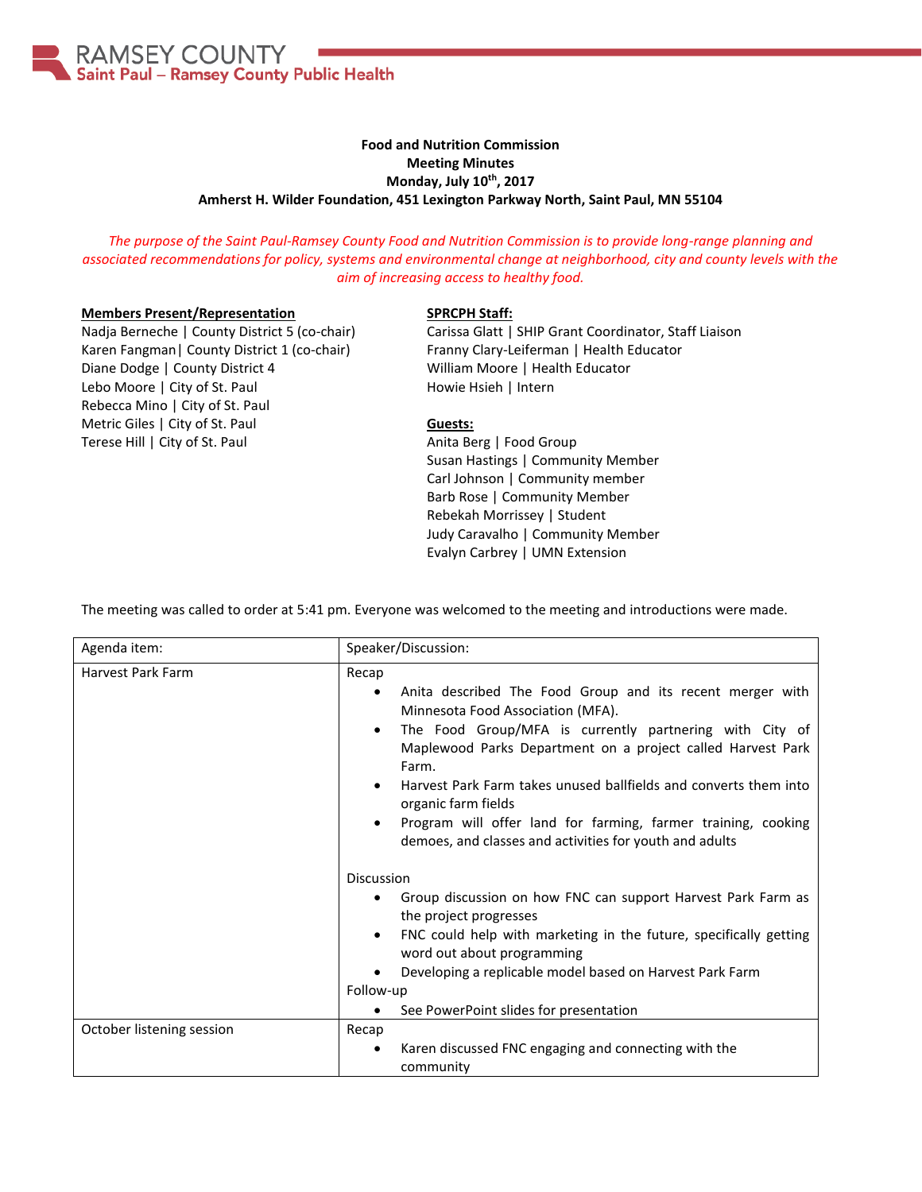RAMSEY COUNTY
Saint Paul – Ramsey County Public Health

**Food and Nutrition Commission**
**Meeting Minutes**
**Monday, July 10th, 2017**
**Amherst H. Wilder Foundation, 451 Lexington Parkway North, Saint Paul, MN 55104**

*The purpose of the Saint Paul-Ramsey County Food and Nutrition Commission is to provide long-range planning and associated recommendations for policy, systems and environmental change at neighborhood, city and county levels with the aim of increasing access to healthy food.*

**Members Present/Representation**

Nadja Berneche | County District 5 (co-chair)
Karen Fangman| County District 1 (co-chair)
Diane Dodge | County District 4
Lebo Moore | City of St. Paul
Rebecca Mino | City of St. Paul
Metric Giles | City of St. Paul
Terese Hill | City of St. Paul

**SPRCPH Staff:**

Carissa Glatt | SHIP Grant Coordinator, Staff Liaison
Franny Clary-Leiferman | Health Educator
William Moore | Health Educator
Howie Hsieh | Intern

**Guests:**

Anita Berg | Food Group
Susan Hastings | Community Member
Carl Johnson | Community member
Barb Rose | Community Member
Rebekah Morrissey | Student
Judy Caravalho | Community Member
Evalyn Carbrey | UMN Extension

The meeting was called to order at 5:41 pm. Everyone was welcomed to the meeting and introductions were made.

| Agenda item: | Speaker/Discussion: |
|---|---|
| Harvest Park Farm | Recap<br>• Anita described The Food Group and its recent merger with Minnesota Food Association (MFA).<br>• The Food Group/MFA is currently partnering with City of Maplewood Parks Department on a project called Harvest Park Farm.<br>• Harvest Park Farm takes unused ballfields and converts them into organic farm fields<br>• Program will offer land for farming, farmer training, cooking demoes, and classes and activities for youth and adults<br><br>Discussion<br>• Group discussion on how FNC can support Harvest Park Farm as the project progresses<br>• FNC could help with marketing in the future, specifically getting word out about programming<br>• Developing a replicable model based on Harvest Park Farm<br>Follow-up<br>• See PowerPoint slides for presentation |
| October listening session | Recap<br>• Karen discussed FNC engaging and connecting with the community |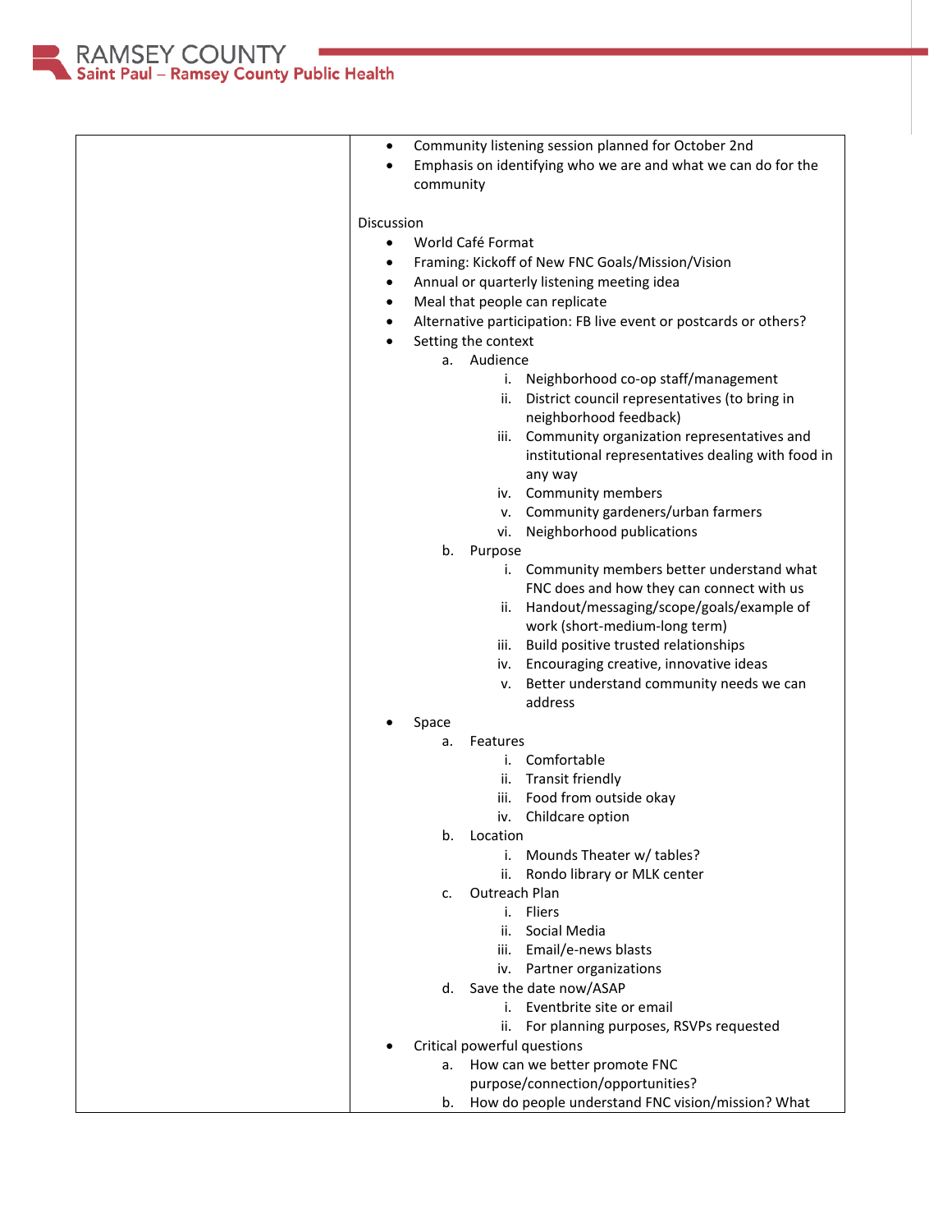| | |
|---|---|
| | • Community listening session planned for October 2nd<br>• Emphasis on identifying who we are and what we can do for the community<br><br>Discussion<br>• World Café Format<br>• Framing: Kickoff of New FNC Goals/Mission/Vision<br>• Annual or quarterly listening meeting idea<br>• Meal that people can replicate<br>• Alternative participation: FB live event or postcards or others?<br>• Setting the context<br>  a. Audience<br>    i. Neighborhood co-op staff/management<br>    ii. District council representatives (to bring in neighborhood feedback)<br>    iii. Community organization representatives and institutional representatives dealing with food in any way<br>    iv. Community members<br>    v. Community gardeners/urban farmers<br>    vi. Neighborhood publications<br>  b. Purpose<br>    i. Community members better understand what FNC does and how they can connect with us<br>    ii. Handout/messaging/scope/goals/example of work (short-medium-long term)<br>    iii. Build positive trusted relationships<br>    iv. Encouraging creative, innovative ideas<br>    v. Better understand community needs we can address<br>• Space<br>  a. Features<br>    i. Comfortable<br>    ii. Transit friendly<br>    iii. Food from outside okay<br>    iv. Childcare option<br>  b. Location<br>    i. Mounds Theater w/ tables?<br>    ii. Rondo library or MLK center<br>  c. Outreach Plan<br>    i. Fliers<br>    ii. Social Media<br>    iii. Email/e-news blasts<br>    iv. Partner organizations<br>  d. Save the date now/ASAP<br>    i. Eventbrite site or email<br>    ii. For planning purposes, RSVPs requested<br>• Critical powerful questions<br>  a. How can we better promote FNC purpose/connection/opportunities?<br>  b. How do people understand FNC vision/mission? What |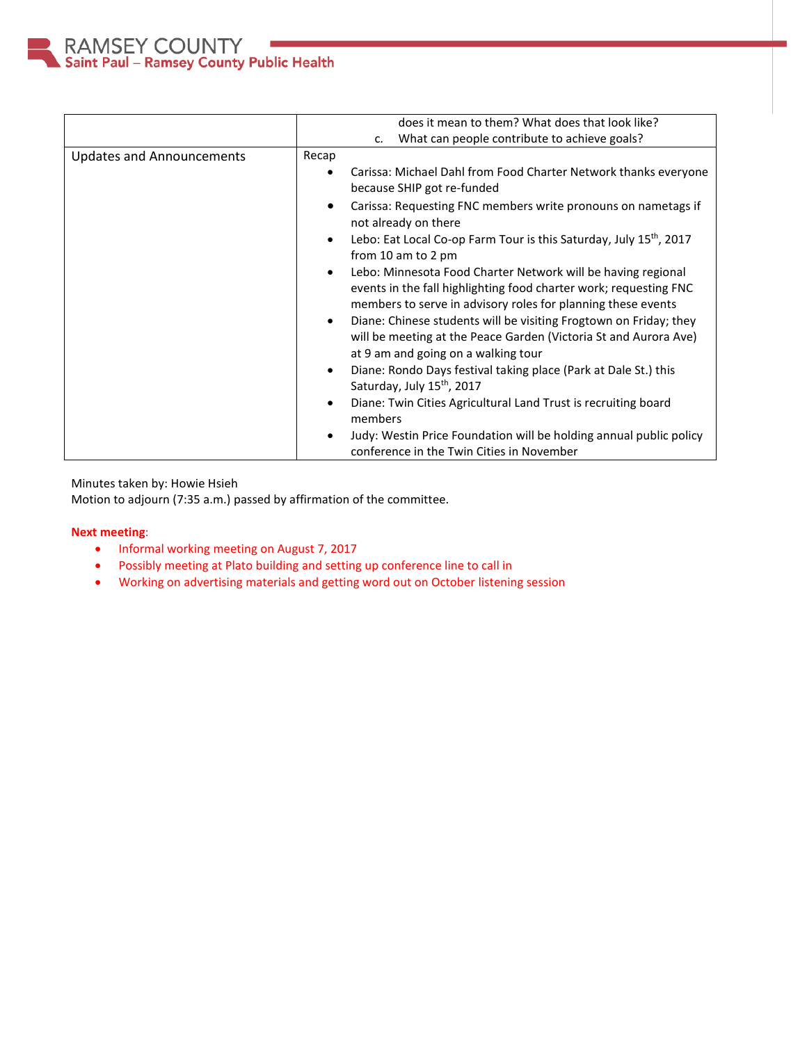| | |
|---|---|
| | does it mean to them? What does that look like?<br>c. What can people contribute to achieve goals? |
| Updates and Announcements | Recap<br>• Carissa: Michael Dahl from Food Charter Network thanks everyone because SHIP got re-funded<br>• Carissa: Requesting FNC members write pronouns on nametags if not already on there<br>• Lebo: Eat Local Co-op Farm Tour is this Saturday, July 15th, 2017 from 10 am to 2 pm<br>• Lebo: Minnesota Food Charter Network will be having regional events in the fall highlighting food charter work; requesting FNC members to serve in advisory roles for planning these events<br>• Diane: Chinese students will be visiting Frogtown on Friday; they will be meeting at the Peace Garden (Victoria St and Aurora Ave) at 9 am and going on a walking tour<br>• Diane: Rondo Days festival taking place (Park at Dale St.) this Saturday, July 15th, 2017<br>• Diane: Twin Cities Agricultural Land Trust is recruiting board members<br>• Judy: Westin Price Foundation will be holding annual public policy conference in the Twin Cities in November |

Minutes taken by: Howie Hsieh
Motion to adjourn (7:35 a.m.) passed by affirmation of the committee.

**Next meeting**:

- Informal working meeting on August 7, 2017
- Possibly meeting at Plato building and setting up conference line to call in
- Working on advertising materials and getting word out on October listening session